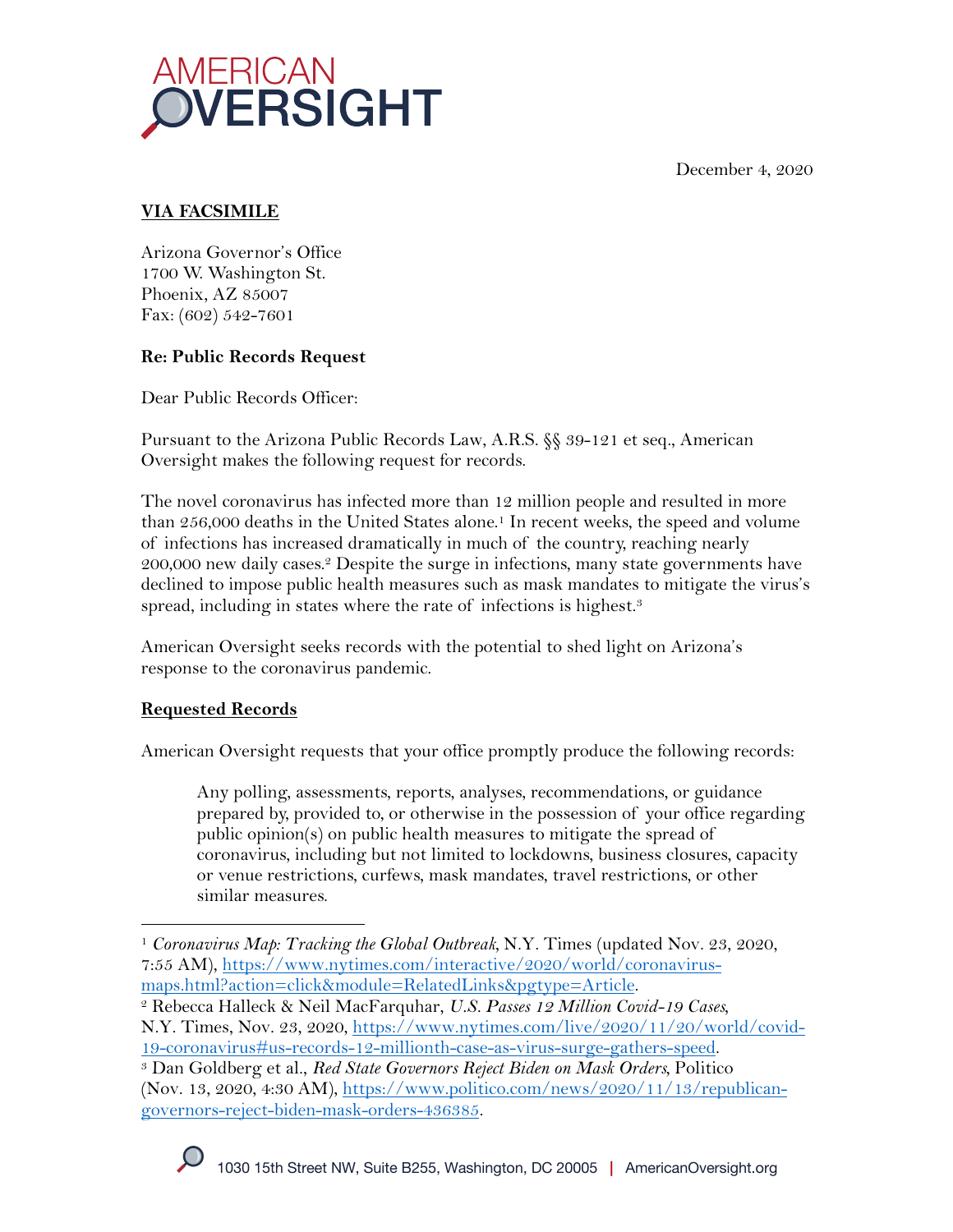AMERICAN OVERSIGHT

December 4, 2020

**VIA FACSIMILE**

Arizona Governor's Office
1700 W. Washington St.
Phoenix, AZ 85007
Fax: (602) 542-7601

**Re: Public Records Request**

Dear Public Records Officer:

Pursuant to the Arizona Public Records Law, A.R.S. §§ 39-121 et seq., American Oversight makes the following request for records.

The novel coronavirus has infected more than 12 million people and resulted in more than 256,000 deaths in the United States alone.[1] In recent weeks, the speed and volume of infections has increased dramatically in much of the country, reaching nearly 200,000 new daily cases.[2] Despite the surge in infections, many state governments have declined to impose public health measures such as mask mandates to mitigate the virus's spread, including in states where the rate of infections is highest.[3]

American Oversight seeks records with the potential to shed light on Arizona's response to the coronavirus pandemic.

**Requested Records**

American Oversight requests that your office promptly produce the following records:

> Any polling, assessments, reports, analyses, recommendations, or guidance prepared by, provided to, or otherwise in the possession of your office regarding public opinion(s) on public health measures to mitigate the spread of coronavirus, including but not limited to lockdowns, business closures, capacity or venue restrictions, curfews, mask mandates, travel restrictions, or other similar measures.

---

[1] *Coronavirus Map: Tracking the Global Outbreak*, N.Y. Times (updated Nov. 23, 2020, 7:55 AM), https://www.nytimes.com/interactive/2020/world/coronavirus-maps.html?action=click&module=RelatedLinks&pgtype=Article.

[2] Rebecca Halleck & Neil MacFarquhar, *U.S. Passes 12 Million Covid-19 Cases*, N.Y. Times, Nov. 23, 2020, https://www.nytimes.com/live/2020/11/20/world/covid-19-coronavirus#us-records-12-millionth-case-as-virus-surge-gathers-speed.

[3] Dan Goldberg et al., *Red State Governors Reject Biden on Mask Orders*, Politico (Nov. 13, 2020, 4:30 AM), https://www.politico.com/news/2020/11/13/republican-governors-reject-biden-mask-orders-436385.

1030 15th Street NW, Suite B255, Washington, DC 20005 | AmericanOversight.org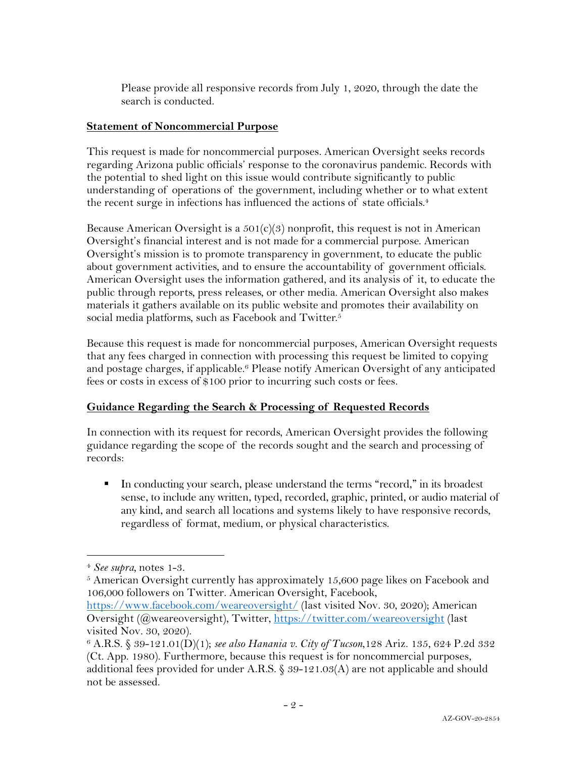Please provide all responsive records from July 1, 2020, through the date the search is conducted.

**Statement of Noncommercial Purpose**

This request is made for noncommercial purposes. American Oversight seeks records regarding Arizona public officials' response to the coronavirus pandemic. Records with the potential to shed light on this issue would contribute significantly to public understanding of operations of the government, including whether or to what extent the recent surge in infections has influenced the actions of state officials.[4]

Because American Oversight is a 501(c)(3) nonprofit, this request is not in American Oversight's financial interest and is not made for a commercial purpose. American Oversight's mission is to promote transparency in government, to educate the public about government activities, and to ensure the accountability of government officials. American Oversight uses the information gathered, and its analysis of it, to educate the public through reports, press releases, or other media. American Oversight also makes materials it gathers available on its public website and promotes their availability on social media platforms, such as Facebook and Twitter.[5]

Because this request is made for noncommercial purposes, American Oversight requests that any fees charged in connection with processing this request be limited to copying and postage charges, if applicable.[6] Please notify American Oversight of any anticipated fees or costs in excess of $100 prior to incurring such costs or fees.

**Guidance Regarding the Search & Processing of Requested Records**

In connection with its request for records, American Oversight provides the following guidance regarding the scope of the records sought and the search and processing of records:

- In conducting your search, please understand the terms "record," in its broadest sense, to include any written, typed, recorded, graphic, printed, or audio material of any kind, and search all locations and systems likely to have responsive records, regardless of format, medium, or physical characteristics.

---

[4] *See supra*, notes 1-3.

[5] American Oversight currently has approximately 15,600 page likes on Facebook and 106,000 followers on Twitter. American Oversight, Facebook, https://www.facebook.com/weareoversight/ (last visited Nov. 30, 2020); American Oversight (@weareoversight), Twitter, https://twitter.com/weareoversight (last visited Nov. 30, 2020).

[6] A.R.S. § 39-121.01(D)(1); *see also Hanania v. City of Tucson*, 128 Ariz. 135, 624 P.2d 332 (Ct. App. 1980). Furthermore, because this request is for noncommercial purposes, additional fees provided for under A.R.S. § 39-121.03(A) are not applicable and should not be assessed.

AZ-GOV-20-2854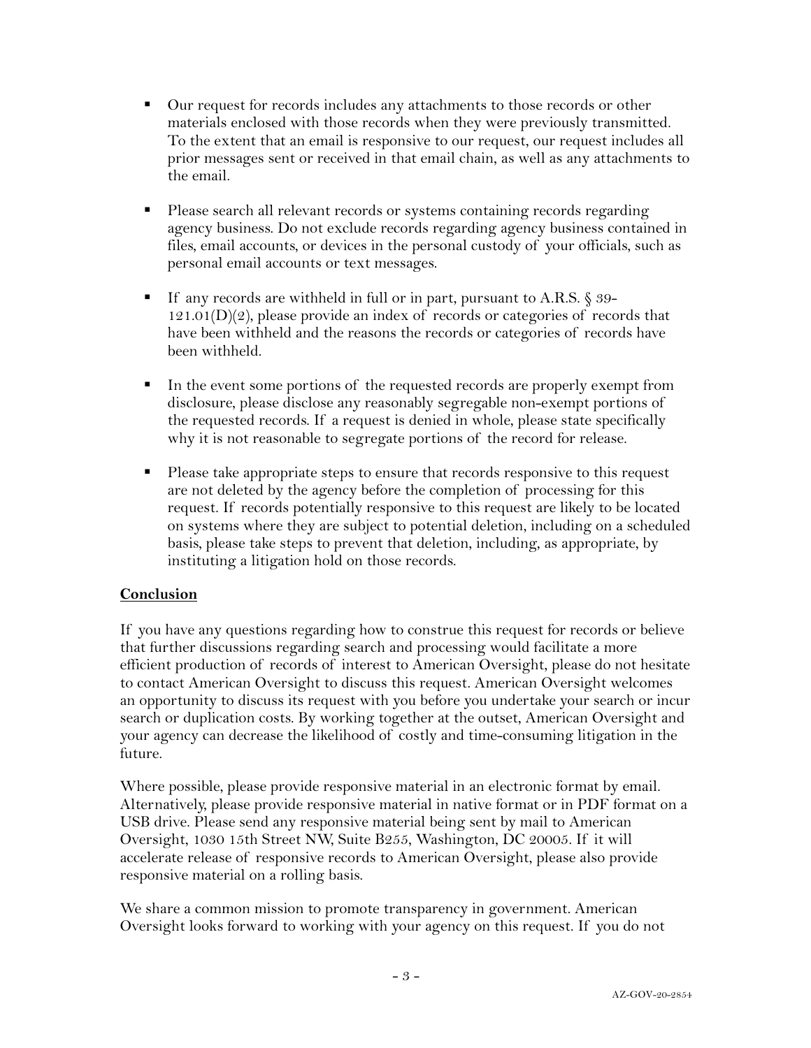- Our request for records includes any attachments to those records or other materials enclosed with those records when they were previously transmitted. To the extent that an email is responsive to our request, our request includes all prior messages sent or received in that email chain, as well as any attachments to the email.

- Please search all relevant records or systems containing records regarding agency business. Do not exclude records regarding agency business contained in files, email accounts, or devices in the personal custody of your officials, such as personal email accounts or text messages.

- If any records are withheld in full or in part, pursuant to A.R.S. § 39-121.01(D)(2), please provide an index of records or categories of records that have been withheld and the reasons the records or categories of records have been withheld.

- In the event some portions of the requested records are properly exempt from disclosure, please disclose any reasonably segregable non-exempt portions of the requested records. If a request is denied in whole, please state specifically why it is not reasonable to segregate portions of the record for release.

- Please take appropriate steps to ensure that records responsive to this request are not deleted by the agency before the completion of processing for this request. If records potentially responsive to this request are likely to be located on systems where they are subject to potential deletion, including on a scheduled basis, please take steps to prevent that deletion, including, as appropriate, by instituting a litigation hold on those records.

**Conclusion**

If you have any questions regarding how to construe this request for records or believe that further discussions regarding search and processing would facilitate a more efficient production of records of interest to American Oversight, please do not hesitate to contact American Oversight to discuss this request. American Oversight welcomes an opportunity to discuss its request with you before you undertake your search or incur search or duplication costs. By working together at the outset, American Oversight and your agency can decrease the likelihood of costly and time-consuming litigation in the future.

Where possible, please provide responsive material in an electronic format by email. Alternatively, please provide responsive material in native format or in PDF format on a USB drive. Please send any responsive material being sent by mail to American Oversight, 1030 15th Street NW, Suite B255, Washington, DC 20005. If it will accelerate release of responsive records to American Oversight, please also provide responsive material on a rolling basis.

We share a common mission to promote transparency in government. American Oversight looks forward to working with your agency on this request. If you do not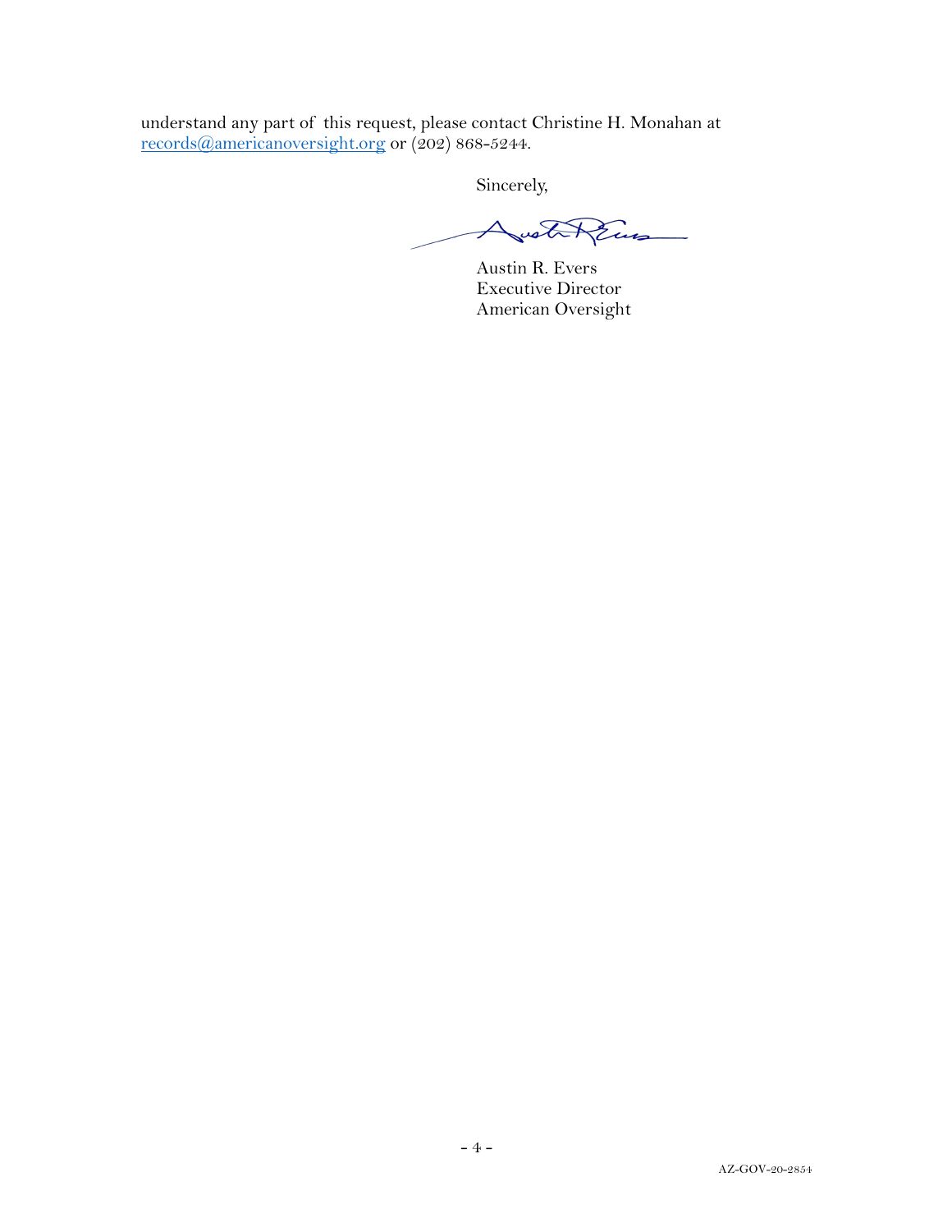understand any part of this request, please contact Christine H. Monahan at records@americanoversight.org or (202) 868-5244.

Sincerely,

Austin R. Evers
Executive Director
American Oversight

AZ-GOV-20-2854